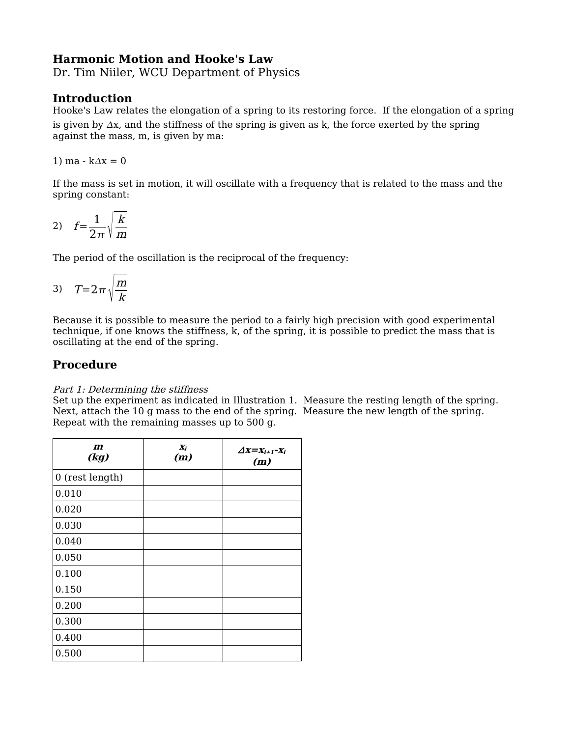# Harmonic Motion and Hooke's Law

Dr. Tim Niiler, WCU Department of Physics

## Introduction

Hooke's Law relates the elongation of a spring to its restoring force. If the elongation of a spring is given by $\Delta x$, and the stiffness of the spring is given as k, the force exerted by the spring against the mass, m, is given by ma:

1) $ma - k\Delta x = 0$

If the mass is set in motion, it will oscillate with a frequency that is related to the mass and the spring constant:

2) $$f = \frac{1}{2\pi}\sqrt{\frac{k}{m}}$$

The period of the oscillation is the reciprocal of the frequency:

3) $$T = 2\pi\sqrt{\frac{m}{k}}$$

Because it is possible to measure the period to a fairly high precision with good experimental technique, if one knows the stiffness, k, of the spring, it is possible to predict the mass that is oscillating at the end of the spring.

## Procedure

*Part 1: Determining the stiffness*

Set up the experiment as indicated in Illustration 1. Measure the resting length of the spring. Next, attach the 10 g mass to the end of the spring. Measure the new length of the spring. Repeat with the remaining masses up to 500 g.

| ***m* (kg)** | ***$x_i$* (m)** | ***$\Delta x = x_{i+1} - x_i$* (m)** |
|---|---|---|
| 0 (rest length) | | |
| 0.010 | | |
| 0.020 | | |
| 0.030 | | |
| 0.040 | | |
| 0.050 | | |
| 0.100 | | |
| 0.150 | | |
| 0.200 | | |
| 0.300 | | |
| 0.400 | | |
| 0.500 | | |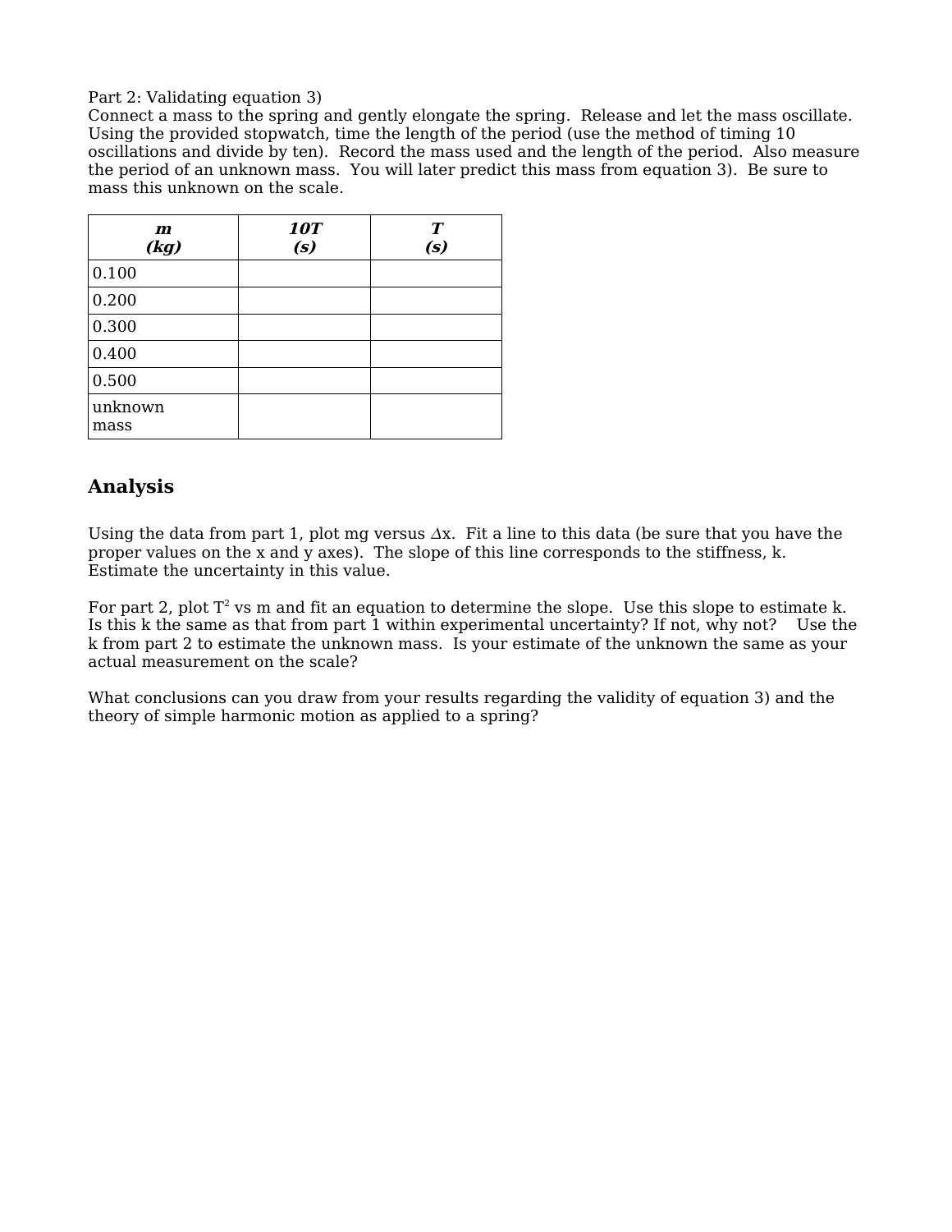Part 2: Validating equation 3)
Connect a mass to the spring and gently elongate the spring. Release and let the mass oscillate. Using the provided stopwatch, time the length of the period (use the method of timing 10 oscillations and divide by ten). Record the mass used and the length of the period. Also measure the period of an unknown mass. You will later predict this mass from equation 3). Be sure to mass this unknown on the scale.

| ***m*** ***(kg)*** | ***10T*** ***(s)*** | ***T*** ***(s)*** |
|---|---|---|
| 0.100 | | |
| 0.200 | | |
| 0.300 | | |
| 0.400 | | |
| 0.500 | | |
| unknown mass | | |

## Analysis

Using the data from part 1, plot mg versus $\Delta x$. Fit a line to this data (be sure that you have the proper values on the x and y axes). The slope of this line corresponds to the stiffness, k. Estimate the uncertainty in this value.

For part 2, plot $T^2$ vs m and fit an equation to determine the slope. Use this slope to estimate k. Is this k the same as that from part 1 within experimental uncertainty? If not, why not? Use the k from part 2 to estimate the unknown mass. Is your estimate of the unknown the same as your actual measurement on the scale?

What conclusions can you draw from your results regarding the validity of equation 3) and the theory of simple harmonic motion as applied to a spring?